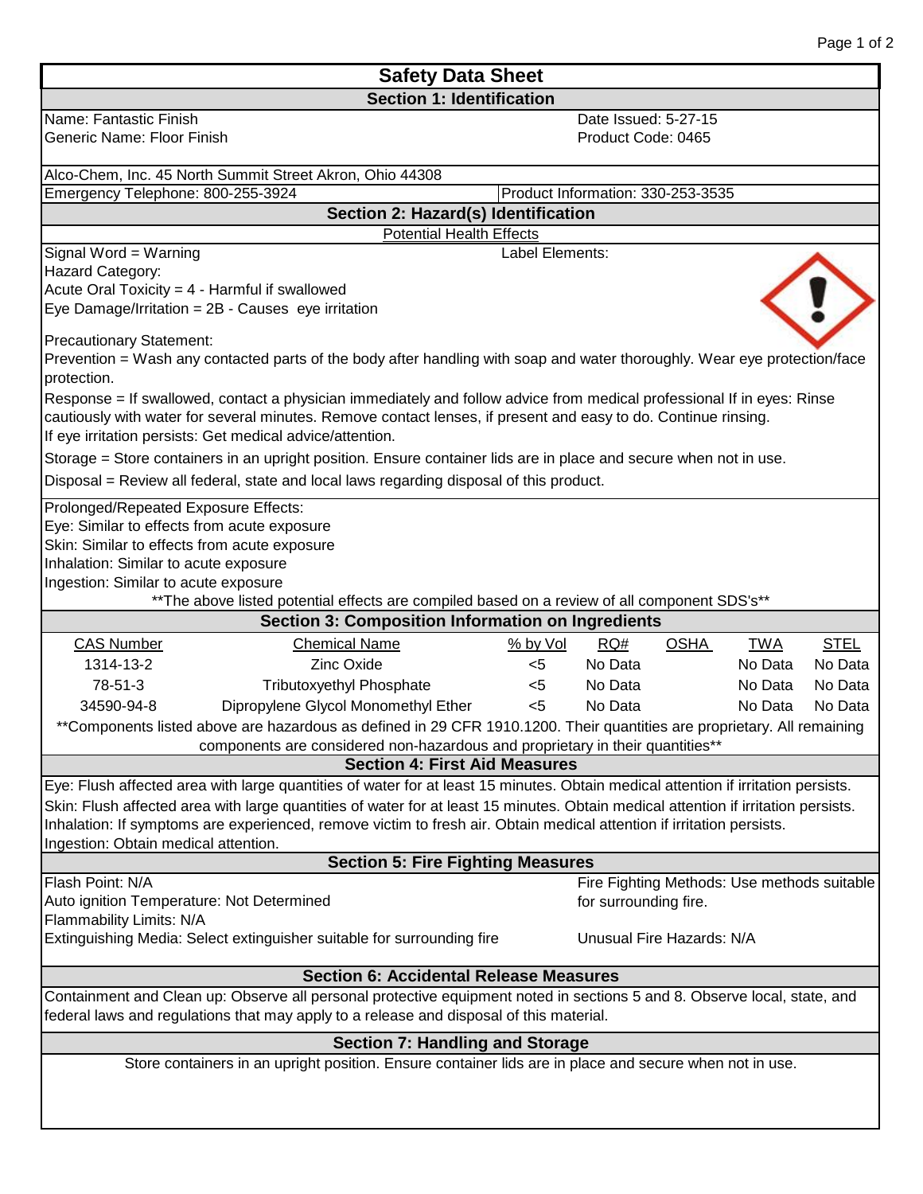# Safety Data Sheet

## Section 1: Identification

Name: Fantastic Finish
Generic Name: Floor Finish

Date Issued: 5-27-15
Product Code: 0465

Alco-Chem, Inc. 45 North Summit Street Akron, Ohio 44308

Emergency Telephone: 800-255-3924
Product Information: 330-253-3535

## Section 2: Hazard(s) Identification

Potential Health Effects

Signal Word = Warning
Hazard Category:
Acute Oral Toxicity = 4 - Harmful if swallowed
Eye Damage/Irritation = 2B - Causes eye irritation

Label Elements:

Precautionary Statement:
Prevention = Wash any contacted parts of the body after handling with soap and water thoroughly. Wear eye protection/face protection.

Response = If swallowed, contact a physician immediately and follow advice from medical professional If in eyes: Rinse cautiously with water for several minutes. Remove contact lenses, if present and easy to do. Continue rinsing. If eye irritation persists: Get medical advice/attention.

Storage = Store containers in an upright position. Ensure container lids are in place and secure when not in use.

Disposal = Review all federal, state and local laws regarding disposal of this product.

Prolonged/Repeated Exposure Effects:
Eye: Similar to effects from acute exposure
Skin: Similar to effects from acute exposure
Inhalation: Similar to acute exposure
Ingestion: Similar to acute exposure

**The above listed potential effects are compiled based on a review of all component SDS's**

## Section 3: Composition Information on Ingredients

| CAS Number | Chemical Name | % by Vol | RQ# | OSHA | TWA | STEL |
|---|---|---|---|---|---|---|
| 1314-13-2 | Zinc Oxide | <5 | No Data | | No Data | No Data |
| 78-51-3 | Tributoxyethyl Phosphate | <5 | No Data | | No Data | No Data |
| 34590-94-8 | Dipropylene Glycol Monomethyl Ether | <5 | No Data | | No Data | No Data |

**Components listed above are hazardous as defined in 29 CFR 1910.1200. Their quantities are proprietary. All remaining components are considered non-hazardous and proprietary in their quantities**

## Section 4: First Aid Measures

Eye: Flush affected area with large quantities of water for at least 15 minutes. Obtain medical attention if irritation persists.

Skin: Flush affected area with large quantities of water for at least 15 minutes. Obtain medical attention if irritation persists.

Inhalation: If symptoms are experienced, remove victim to fresh air. Obtain medical attention if irritation persists.

Ingestion: Obtain medical attention.

## Section 5: Fire Fighting Measures

Flash Point: N/A
Auto ignition Temperature: Not Determined
Flammability Limits: N/A
Extinguishing Media: Select extinguisher suitable for surrounding fire

Fire Fighting Methods: Use methods suitable for surrounding fire.

Unusual Fire Hazards: N/A

## Section 6: Accidental Release Measures

Containment and Clean up: Observe all personal protective equipment noted in sections 5 and 8. Observe local, state, and federal laws and regulations that may apply to a release and disposal of this material.

## Section 7: Handling and Storage

Store containers in an upright position. Ensure container lids are in place and secure when not in use.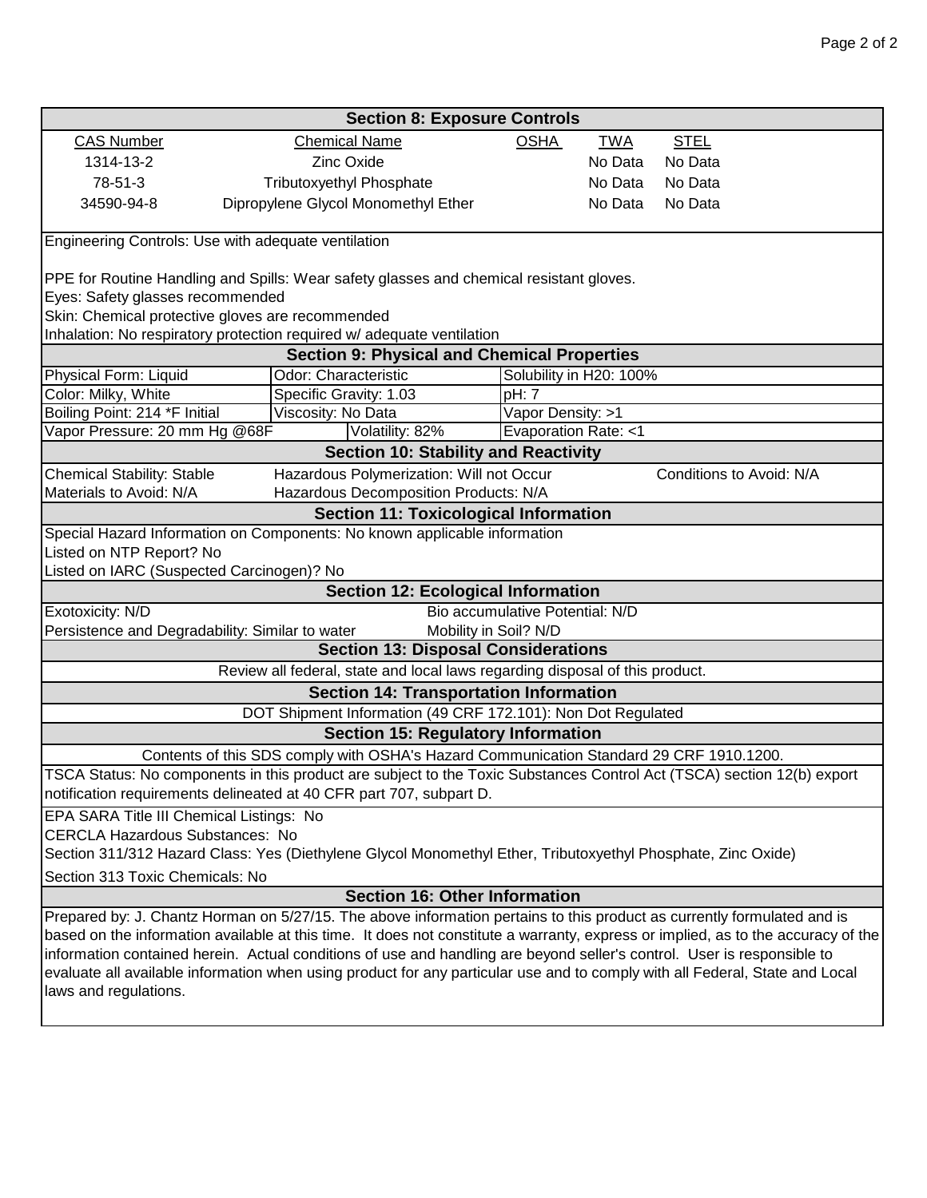## Section 8: Exposure Controls

| CAS Number | Chemical Name | OSHA | TWA | STEL |
|---|---|---|---|---|
| 1314-13-2 | Zinc Oxide | | No Data | No Data |
| 78-51-3 | Tributoxyethyl Phosphate | | No Data | No Data |
| 34590-94-8 | Dipropylene Glycol Monomethyl Ether | | No Data | No Data |

Engineering Controls: Use with adequate ventilation

PPE for Routine Handling and Spills: Wear safety glasses and chemical resistant gloves.
Eyes: Safety glasses recommended
Skin: Chemical protective gloves are recommended
Inhalation: No respiratory protection required w/ adequate ventilation

## Section 9: Physical and Chemical Properties

| | | |
|---|---|---|
| Physical Form: Liquid | Odor: Characteristic | Solubility in H20: 100% |
| Color: Milky, White | Specific Gravity: 1.03 | pH: 7 |
| Boiling Point: 214 *F Initial | Viscosity: No Data | Vapor Density: >1 |
| Vapor Pressure: 20 mm Hg @68F | Volatility: 82% | Evaporation Rate: <1 |

## Section 10: Stability and Reactivity

| | | |
|---|---|---|
| Chemical Stability: Stable | Hazardous Polymerization: Will not Occur | Conditions to Avoid: N/A |
| Materials to Avoid: N/A | Hazardous Decomposition Products: N/A | |

## Section 11: Toxicological Information

Special Hazard Information on Components: No known applicable information
Listed on NTP Report? No
Listed on IARC (Suspected Carcinogen)? No

## Section 12: Ecological Information

| | |
|---|---|
| Exotoxicity: N/D | Bio accumulative Potential: N/D |
| Persistence and Degradability: Similar to water | Mobility in Soil? N/D |

## Section 13: Disposal Considerations

Review all federal, state and local laws regarding disposal of this product.

## Section 14: Transportation Information

DOT Shipment Information (49 CRF 172.101): Non Dot Regulated

## Section 15: Regulatory Information

Contents of this SDS comply with OSHA's Hazard Communication Standard 29 CRF 1910.1200.

TSCA Status: No components in this product are subject to the Toxic Substances Control Act (TSCA) section 12(b) export notification requirements delineated at 40 CFR part 707, subpart D.

EPA SARA Title III Chemical Listings: No
CERCLA Hazardous Substances: No
Section 311/312 Hazard Class: Yes (Diethylene Glycol Monomethyl Ether, Tributoxyethyl Phosphate, Zinc Oxide)
Section 313 Toxic Chemicals: No

## Section 16: Other Information

Prepared by: J. Chantz Horman on 5/27/15. The above information pertains to this product as currently formulated and is based on the information available at this time. It does not constitute a warranty, express or implied, as to the accuracy of the information contained herein. Actual conditions of use and handling are beyond seller's control. User is responsible to evaluate all available information when using product for any particular use and to comply with all Federal, State and Local laws and regulations.